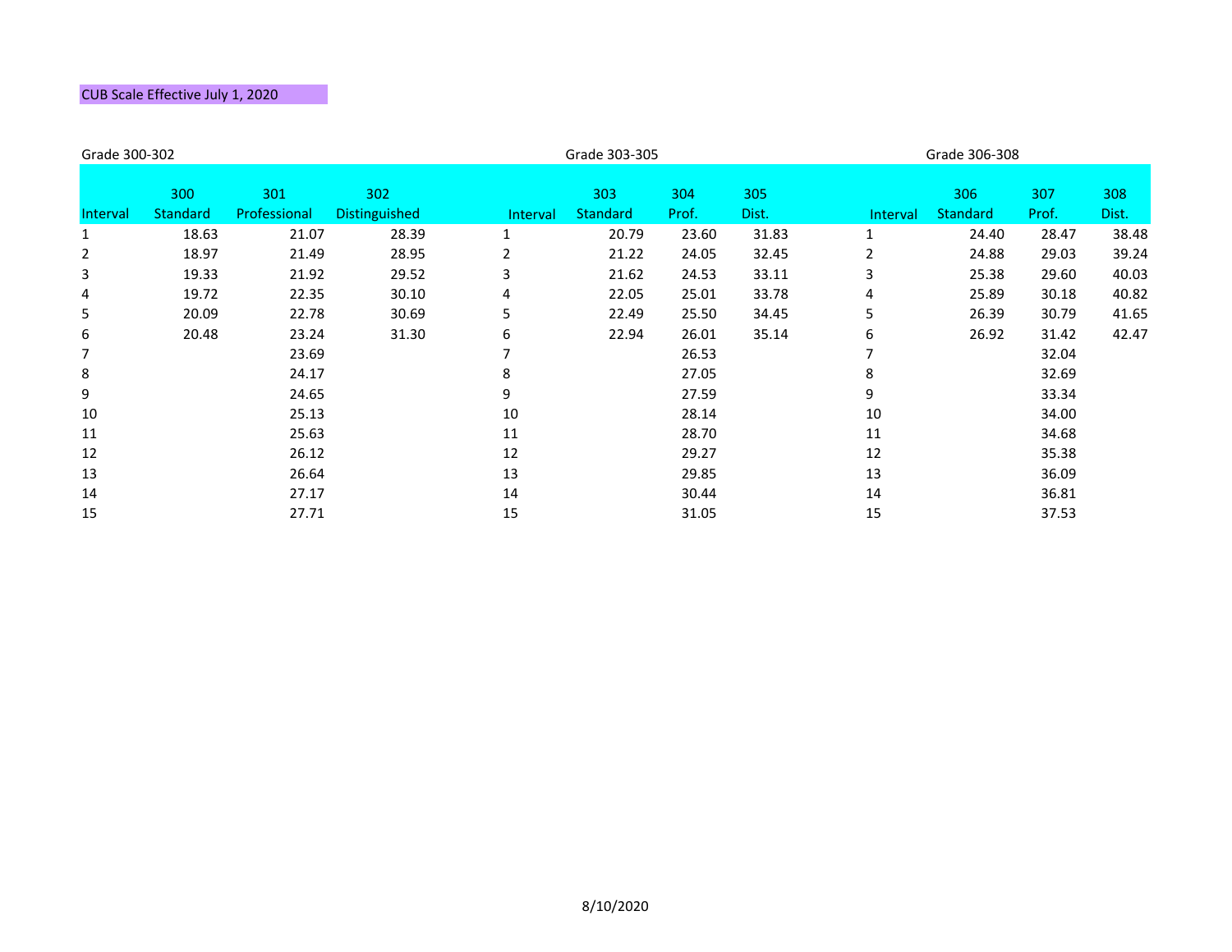CUB Scale Effective July 1, 2020

Grade 300-302

| Interval | 300 Standard | 301 Professional | 302 Distinguished |
|---|---|---|---|
| 1 | 18.63 | 21.07 | 28.39 |
| 2 | 18.97 | 21.49 | 28.95 |
| 3 | 19.33 | 21.92 | 29.52 |
| 4 | 19.72 | 22.35 | 30.10 |
| 5 | 20.09 | 22.78 | 30.69 |
| 6 | 20.48 | 23.24 | 31.30 |
| 7 | | 23.69 | |
| 8 | | 24.17 | |
| 9 | | 24.65 | |
| 10 | | 25.13 | |
| 11 | | 25.63 | |
| 12 | | 26.12 | |
| 13 | | 26.64 | |
| 14 | | 27.17 | |
| 15 | | 27.71 | |

Grade 303-305

| Interval | 303 Standard | 304 Prof. | 305 Dist. |
|---|---|---|---|
| 1 | 20.79 | 23.60 | 31.83 |
| 2 | 21.22 | 24.05 | 32.45 |
| 3 | 21.62 | 24.53 | 33.11 |
| 4 | 22.05 | 25.01 | 33.78 |
| 5 | 22.49 | 25.50 | 34.45 |
| 6 | 22.94 | 26.01 | 35.14 |
| 7 | | 26.53 | |
| 8 | | 27.05 | |
| 9 | | 27.59 | |
| 10 | | 28.14 | |
| 11 | | 28.70 | |
| 12 | | 29.27 | |
| 13 | | 29.85 | |
| 14 | | 30.44 | |
| 15 | | 31.05 | |

Grade 306-308

| Interval | 306 Standard | 307 Prof. | 308 Dist. |
|---|---|---|---|
| 1 | 24.40 | 28.47 | 38.48 |
| 2 | 24.88 | 29.03 | 39.24 |
| 3 | 25.38 | 29.60 | 40.03 |
| 4 | 25.89 | 30.18 | 40.82 |
| 5 | 26.39 | 30.79 | 41.65 |
| 6 | 26.92 | 31.42 | 42.47 |
| 7 | | 32.04 | |
| 8 | | 32.69 | |
| 9 | | 33.34 | |
| 10 | | 34.00 | |
| 11 | | 34.68 | |
| 12 | | 35.38 | |
| 13 | | 36.09 | |
| 14 | | 36.81 | |
| 15 | | 37.53 | |

8/10/2020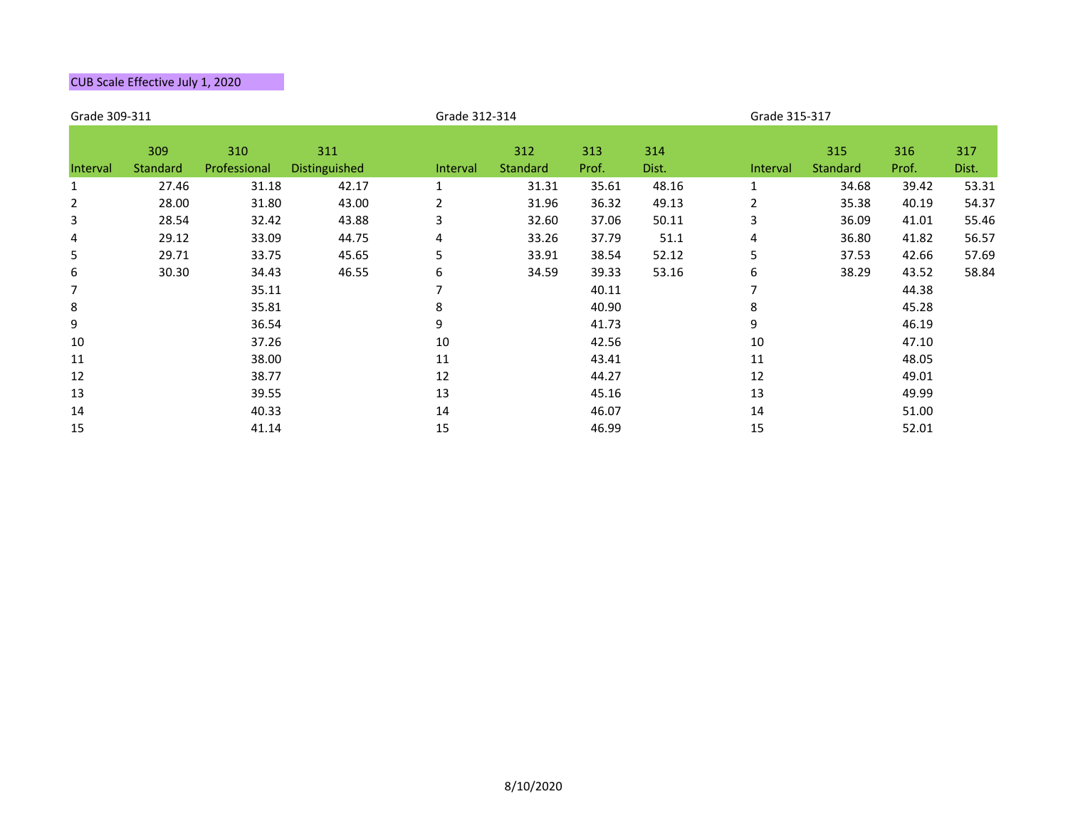CUB Scale Effective July 1, 2020

Grade 309-311

| Interval | 309 Standard | 310 Professional | 311 Distinguished |
|---|---|---|---|
| 1 | 27.46 | 31.18 | 42.17 |
| 2 | 28.00 | 31.80 | 43.00 |
| 3 | 28.54 | 32.42 | 43.88 |
| 4 | 29.12 | 33.09 | 44.75 |
| 5 | 29.71 | 33.75 | 45.65 |
| 6 | 30.30 | 34.43 | 46.55 |
| 7 | | 35.11 | |
| 8 | | 35.81 | |
| 9 | | 36.54 | |
| 10 | | 37.26 | |
| 11 | | 38.00 | |
| 12 | | 38.77 | |
| 13 | | 39.55 | |
| 14 | | 40.33 | |
| 15 | | 41.14 | |

Grade 312-314

| Interval | 312 Standard | 313 Prof. | 314 Dist. |
|---|---|---|---|
| 1 | 31.31 | 35.61 | 48.16 |
| 2 | 31.96 | 36.32 | 49.13 |
| 3 | 32.60 | 37.06 | 50.11 |
| 4 | 33.26 | 37.79 | 51.1 |
| 5 | 33.91 | 38.54 | 52.12 |
| 6 | 34.59 | 39.33 | 53.16 |
| 7 | | 40.11 | |
| 8 | | 40.90 | |
| 9 | | 41.73 | |
| 10 | | 42.56 | |
| 11 | | 43.41 | |
| 12 | | 44.27 | |
| 13 | | 45.16 | |
| 14 | | 46.07 | |
| 15 | | 46.99 | |

Grade 315-317

| Interval | 315 Standard | 316 Prof. | 317 Dist. |
|---|---|---|---|
| 1 | 34.68 | 39.42 | 53.31 |
| 2 | 35.38 | 40.19 | 54.37 |
| 3 | 36.09 | 41.01 | 55.46 |
| 4 | 36.80 | 41.82 | 56.57 |
| 5 | 37.53 | 42.66 | 57.69 |
| 6 | 38.29 | 43.52 | 58.84 |
| 7 | | 44.38 | |
| 8 | | 45.28 | |
| 9 | | 46.19 | |
| 10 | | 47.10 | |
| 11 | | 48.05 | |
| 12 | | 49.01 | |
| 13 | | 49.99 | |
| 14 | | 51.00 | |
| 15 | | 52.01 | |

8/10/2020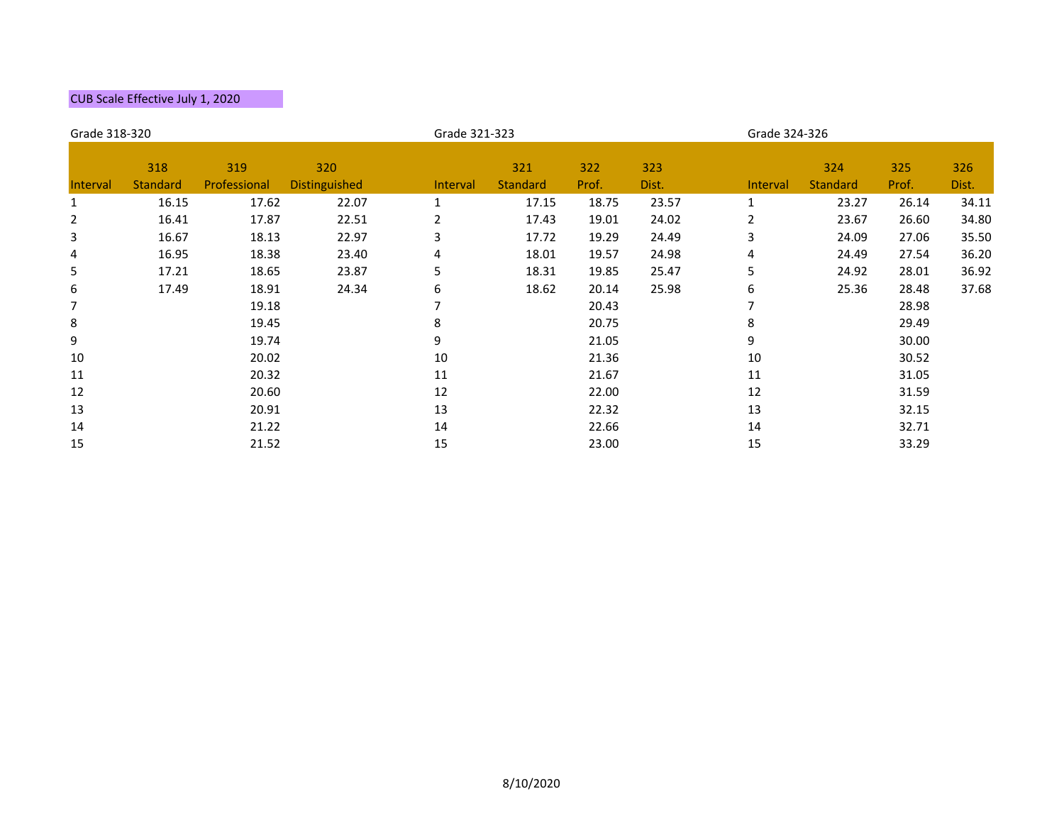CUB Scale Effective July 1, 2020

Grade 318-320

| Interval | 318 Standard | 319 Professional | 320 Distinguished |
|---|---|---|---|
| 1 | 16.15 | 17.62 | 22.07 |
| 2 | 16.41 | 17.87 | 22.51 |
| 3 | 16.67 | 18.13 | 22.97 |
| 4 | 16.95 | 18.38 | 23.40 |
| 5 | 17.21 | 18.65 | 23.87 |
| 6 | 17.49 | 18.91 | 24.34 |
| 7 | | 19.18 | |
| 8 | | 19.45 | |
| 9 | | 19.74 | |
| 10 | | 20.02 | |
| 11 | | 20.32 | |
| 12 | | 20.60 | |
| 13 | | 20.91 | |
| 14 | | 21.22 | |
| 15 | | 21.52 | |

Grade 321-323

| Interval | 321 Standard | 322 Prof. | 323 Dist. |
|---|---|---|---|
| 1 | 17.15 | 18.75 | 23.57 |
| 2 | 17.43 | 19.01 | 24.02 |
| 3 | 17.72 | 19.29 | 24.49 |
| 4 | 18.01 | 19.57 | 24.98 |
| 5 | 18.31 | 19.85 | 25.47 |
| 6 | 18.62 | 20.14 | 25.98 |
| 7 | | 20.43 | |
| 8 | | 20.75 | |
| 9 | | 21.05 | |
| 10 | | 21.36 | |
| 11 | | 21.67 | |
| 12 | | 22.00 | |
| 13 | | 22.32 | |
| 14 | | 22.66 | |
| 15 | | 23.00 | |

Grade 324-326

| Interval | 324 Standard | 325 Prof. | 326 Dist. |
|---|---|---|---|
| 1 | 23.27 | 26.14 | 34.11 |
| 2 | 23.67 | 26.60 | 34.80 |
| 3 | 24.09 | 27.06 | 35.50 |
| 4 | 24.49 | 27.54 | 36.20 |
| 5 | 24.92 | 28.01 | 36.92 |
| 6 | 25.36 | 28.48 | 37.68 |
| 7 | | 28.98 | |
| 8 | | 29.49 | |
| 9 | | 30.00 | |
| 10 | | 30.52 | |
| 11 | | 31.05 | |
| 12 | | 31.59 | |
| 13 | | 32.15 | |
| 14 | | 32.71 | |
| 15 | | 33.29 | |

8/10/2020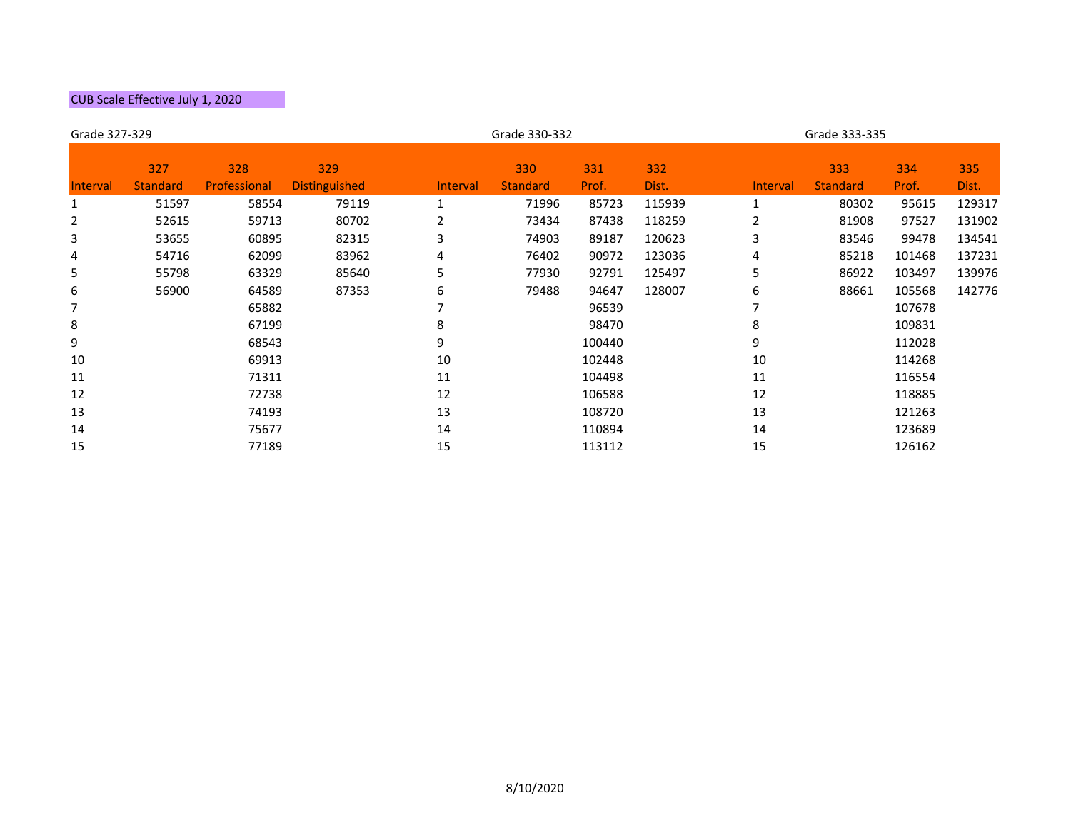CUB Scale Effective July 1, 2020

| Grade 327-329 | | | | Grade 330-332 | | | | Grade 333-335 | | | |
|---|---|---|---|---|---|---|---|---|---|---|---|
| Interval | 327 Standard | 328 Professional | 329 Distinguished | Interval | 330 Standard | 331 Prof. | 332 Dist. | Interval | 333 Standard | 334 Prof. | 335 Dist. |
| 1 | 51597 | 58554 | 79119 | 1 | 71996 | 85723 | 115939 | 1 | 80302 | 95615 | 129317 |
| 2 | 52615 | 59713 | 80702 | 2 | 73434 | 87438 | 118259 | 2 | 81908 | 97527 | 131902 |
| 3 | 53655 | 60895 | 82315 | 3 | 74903 | 89187 | 120623 | 3 | 83546 | 99478 | 134541 |
| 4 | 54716 | 62099 | 83962 | 4 | 76402 | 90972 | 123036 | 4 | 85218 | 101468 | 137231 |
| 5 | 55798 | 63329 | 85640 | 5 | 77930 | 92791 | 125497 | 5 | 86922 | 103497 | 139976 |
| 6 | 56900 | 64589 | 87353 | 6 | 79488 | 94647 | 128007 | 6 | 88661 | 105568 | 142776 |
| 7 | | 65882 | | 7 | | 96539 | | 7 | | 107678 | |
| 8 | | 67199 | | 8 | | 98470 | | 8 | | 109831 | |
| 9 | | 68543 | | 9 | | 100440 | | 9 | | 112028 | |
| 10 | | 69913 | | 10 | | 102448 | | 10 | | 114268 | |
| 11 | | 71311 | | 11 | | 104498 | | 11 | | 116554 | |
| 12 | | 72738 | | 12 | | 106588 | | 12 | | 118885 | |
| 13 | | 74193 | | 13 | | 108720 | | 13 | | 121263 | |
| 14 | | 75677 | | 14 | | 110894 | | 14 | | 123689 | |
| 15 | | 77189 | | 15 | | 113112 | | 15 | | 126162 | |

8/10/2020